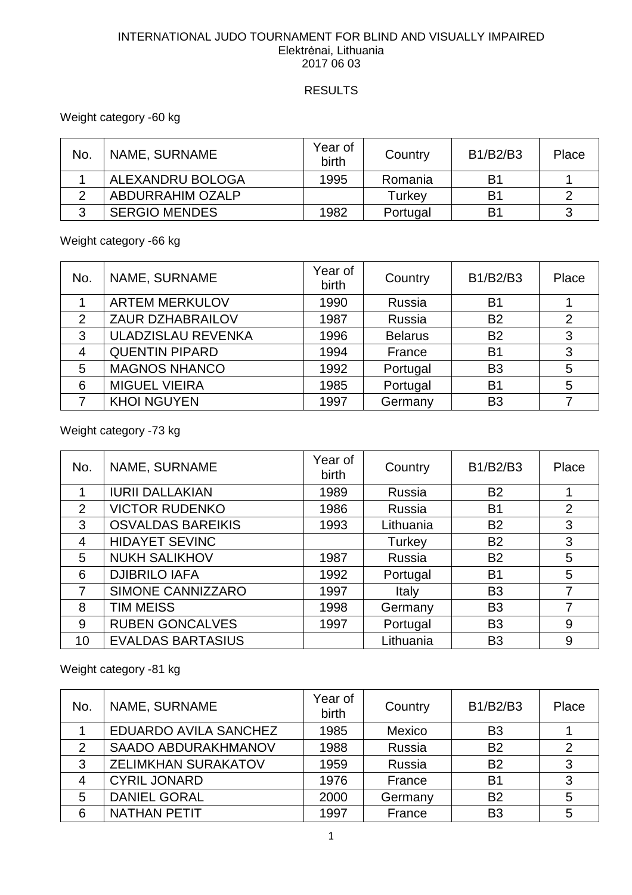INTERNATIONAL JUDO TOURNAMENT FOR BLIND AND VISUALLY IMPAIRED
Elektrėnai, Lithuania
2017 06 03

RESULTS

Weight category -60 kg

| No. | NAME, SURNAME | Year of birth | Country | B1/B2/B3 | Place |
|---|---|---|---|---|---|
| 1 | ALEXANDRU BOLOGA | 1995 | Romania | B1 | 1 |
| 2 | ABDURRAHIM OZALP | | Turkey | B1 | 2 |
| 3 | SERGIO MENDES | 1982 | Portugal | B1 | 3 |

Weight category -66 kg

| No. | NAME, SURNAME | Year of birth | Country | B1/B2/B3 | Place |
|---|---|---|---|---|---|
| 1 | ARTEM MERKULOV | 1990 | Russia | B1 | 1 |
| 2 | ZAUR DZHABRAILOV | 1987 | Russia | B2 | 2 |
| 3 | ULADZISLAU REVENKA | 1996 | Belarus | B2 | 3 |
| 4 | QUENTIN PIPARD | 1994 | France | B1 | 3 |
| 5 | MAGNOS NHANCO | 1992 | Portugal | B3 | 5 |
| 6 | MIGUEL VIEIRA | 1985 | Portugal | B1 | 5 |
| 7 | KHOI NGUYEN | 1997 | Germany | B3 | 7 |

Weight category -73 kg

| No. | NAME, SURNAME | Year of birth | Country | B1/B2/B3 | Place |
|---|---|---|---|---|---|
| 1 | IURII DALLAKIAN | 1989 | Russia | B2 | 1 |
| 2 | VICTOR RUDENKO | 1986 | Russia | B1 | 2 |
| 3 | OSVALDAS BAREIKIS | 1993 | Lithuania | B2 | 3 |
| 4 | HIDAYET SEVINC | | Turkey | B2 | 3 |
| 5 | NUKH SALIKHOV | 1987 | Russia | B2 | 5 |
| 6 | DJIBRILO IAFA | 1992 | Portugal | B1 | 5 |
| 7 | SIMONE CANNIZZARO | 1997 | Italy | B3 | 7 |
| 8 | TIM MEISS | 1998 | Germany | B3 | 7 |
| 9 | RUBEN GONCALVES | 1997 | Portugal | B3 | 9 |
| 10 | EVALDAS BARTASIUS | | Lithuania | B3 | 9 |

Weight category -81 kg

| No. | NAME, SURNAME | Year of birth | Country | B1/B2/B3 | Place |
|---|---|---|---|---|---|
| 1 | EDUARDO AVILA SANCHEZ | 1985 | Mexico | B3 | 1 |
| 2 | SAADO ABDURAKHMANOV | 1988 | Russia | B2 | 2 |
| 3 | ZELIMKHAN SURAKATOV | 1959 | Russia | B2 | 3 |
| 4 | CYRIL JONARD | 1976 | France | B1 | 3 |
| 5 | DANIEL GORAL | 2000 | Germany | B2 | 5 |
| 6 | NATHAN PETIT | 1997 | France | B3 | 5 |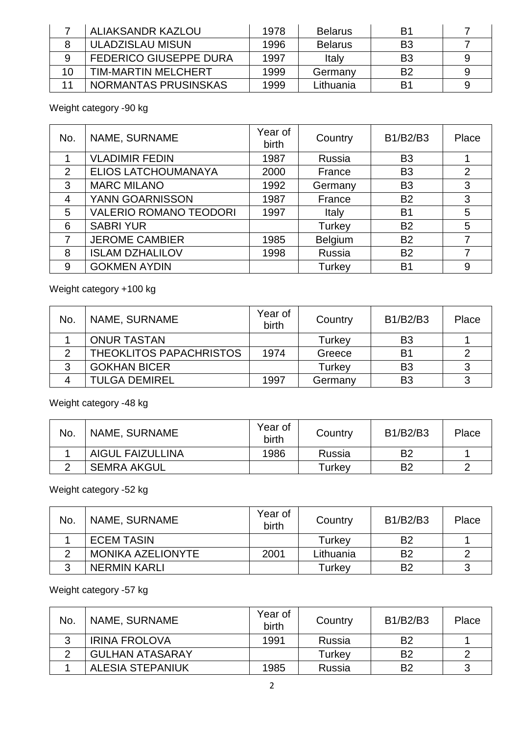| 7 | ALIAKSANDR KAZLOU | 1978 | Belarus | B1 | 7 |
|---|---|---|---|---|---|
| 8 | ULADZISLAU MISUN | 1996 | Belarus | B3 | 7 |
| 9 | FEDERICO GIUSEPPE DURA | 1997 | Italy | B3 | 9 |
| 10 | TIM-MARTIN MELCHERT | 1999 | Germany | B2 | 9 |
| 11 | NORMANTAS PRUSINSKAS | 1999 | Lithuania | B1 | 9 |

Weight category -90 kg

| No. | NAME, SURNAME | Year of birth | Country | B1/B2/B3 | Place |
|---|---|---|---|---|---|
| 1 | VLADIMIR FEDIN | 1987 | Russia | B3 | 1 |
| 2 | ELIOS LATCHOUMANAYA | 2000 | France | B3 | 2 |
| 3 | MARC MILANO | 1992 | Germany | B3 | 3 |
| 4 | YANN GOARNISSON | 1987 | France | B2 | 3 |
| 5 | VALERIO ROMANO TEODORI | 1997 | Italy | B1 | 5 |
| 6 | SABRI YUR | | Turkey | B2 | 5 |
| 7 | JEROME CAMBIER | 1985 | Belgium | B2 | 7 |
| 8 | ISLAM DZHALILOV | 1998 | Russia | B2 | 7 |
| 9 | GOKMEN AYDIN | | Turkey | B1 | 9 |

Weight category +100 kg

| No. | NAME, SURNAME | Year of birth | Country | B1/B2/B3 | Place |
|---|---|---|---|---|---|
| 1 | ONUR TASTAN | | Turkey | B3 | 1 |
| 2 | THEOKLITOS PAPACHRISTOS | 1974 | Greece | B1 | 2 |
| 3 | GOKHAN BICER | | Turkey | B3 | 3 |
| 4 | TULGA DEMIREL | 1997 | Germany | B3 | 3 |

Weight category -48 kg

| No. | NAME, SURNAME | Year of birth | Country | B1/B2/B3 | Place |
|---|---|---|---|---|---|
| 1 | AIGUL FAIZULLINA | 1986 | Russia | B2 | 1 |
| 2 | SEMRA AKGUL | | Turkey | B2 | 2 |

Weight category -52 kg

| No. | NAME, SURNAME | Year of birth | Country | B1/B2/B3 | Place |
|---|---|---|---|---|---|
| 1 | ECEM TASIN | | Turkey | B2 | 1 |
| 2 | MONIKA AZELIONYTE | 2001 | Lithuania | B2 | 2 |
| 3 | NERMIN KARLI | | Turkey | B2 | 3 |

Weight category -57 kg

| No. | NAME, SURNAME | Year of birth | Country | B1/B2/B3 | Place |
|---|---|---|---|---|---|
| 3 | IRINA FROLOVA | 1991 | Russia | B2 | 1 |
| 2 | GULHAN ATASARAY | | Turkey | B2 | 2 |
| 1 | ALESIA STEPANIUK | 1985 | Russia | B2 | 3 |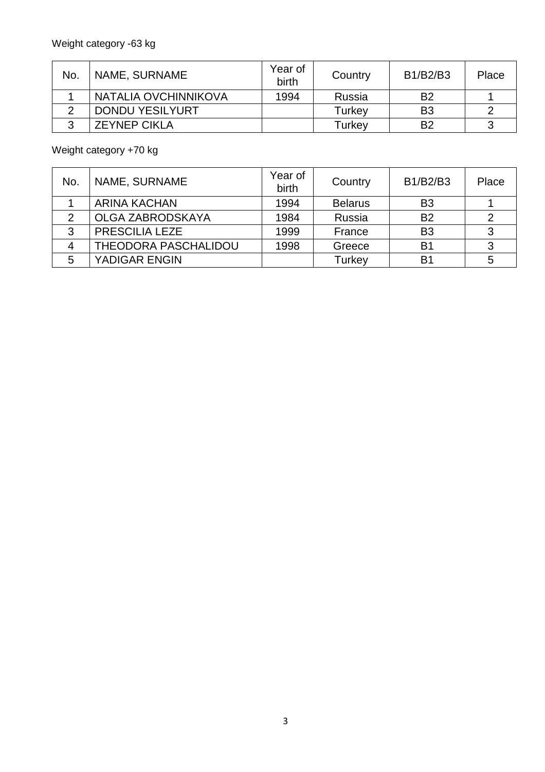Weight category -63 kg

| No. | NAME, SURNAME | Year of birth | Country | B1/B2/B3 | Place |
|---|---|---|---|---|---|
| 1 | NATALIA OVCHINNIKOVA | 1994 | Russia | B2 | 1 |
| 2 | DONDU YESILYURT | | Turkey | B3 | 2 |
| 3 | ZEYNEP CIKLA | | Turkey | B2 | 3 |

Weight category +70 kg

| No. | NAME, SURNAME | Year of birth | Country | B1/B2/B3 | Place |
|---|---|---|---|---|---|
| 1 | ARINA KACHAN | 1994 | Belarus | B3 | 1 |
| 2 | OLGA ZABRODSKAYA | 1984 | Russia | B2 | 2 |
| 3 | PRESCILIA LEZE | 1999 | France | B3 | 3 |
| 4 | THEODORA PASCHALIDOU | 1998 | Greece | B1 | 3 |
| 5 | YADIGAR ENGIN | | Turkey | B1 | 5 |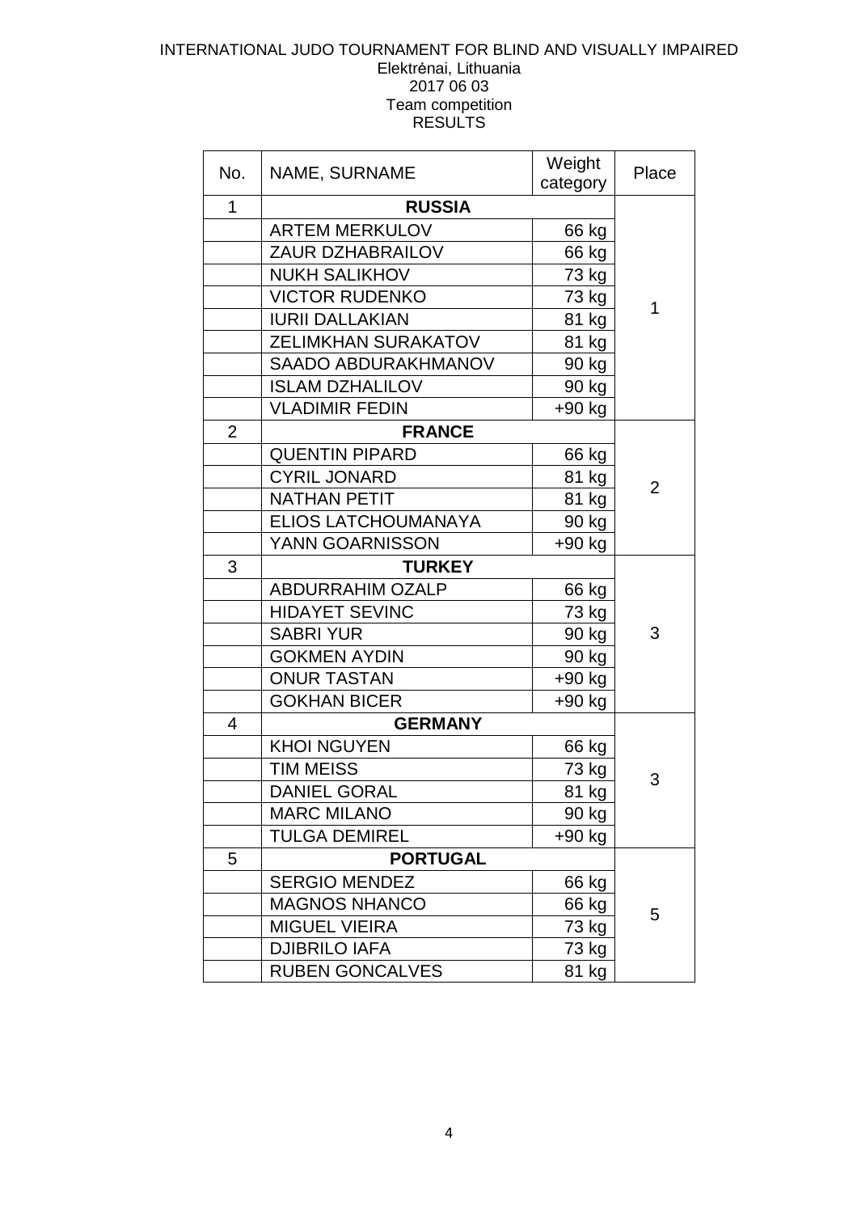INTERNATIONAL JUDO TOURNAMENT FOR BLIND AND VISUALLY IMPAIRED
Elektrėnai, Lithuania
2017 06 03
Team competition
RESULTS

| No. | NAME, SURNAME | Weight category | Place |
|---|---|---|---|
| 1 | **RUSSIA** | | 1 |
| | ARTEM MERKULOV | 66 kg | |
| | ZAUR DZHABRAILOV | 66 kg | |
| | NUKH SALIKHOV | 73 kg | |
| | VICTOR RUDENKO | 73 kg | |
| | IURII DALLAKIAN | 81 kg | |
| | ZELIMKHAN SURAKATOV | 81 kg | |
| | SAADO ABDURAKHMANOV | 90 kg | |
| | ISLAM DZHALILOV | 90 kg | |
| | VLADIMIR FEDIN | +90 kg | |
| 2 | **FRANCE** | | 2 |
| | QUENTIN PIPARD | 66 kg | |
| | CYRIL JONARD | 81 kg | |
| | NATHAN PETIT | 81 kg | |
| | ELIOS LATCHOUMANAYA | 90 kg | |
| | YANN GOARNISSON | +90 kg | |
| 3 | **TURKEY** | | 3 |
| | ABDURRAHIM OZALP | 66 kg | |
| | HIDAYET SEVINC | 73 kg | |
| | SABRI YUR | 90 kg | |
| | GOKMEN AYDIN | 90 kg | |
| | ONUR TASTAN | +90 kg | |
| | GOKHAN BICER | +90 kg | |
| 4 | **GERMANY** | | 3 |
| | KHOI NGUYEN | 66 kg | |
| | TIM MEISS | 73 kg | |
| | DANIEL GORAL | 81 kg | |
| | MARC MILANO | 90 kg | |
| | TULGA DEMIREL | +90 kg | |
| 5 | **PORTUGAL** | | 5 |
| | SERGIO MENDEZ | 66 kg | |
| | MAGNOS NHANCO | 66 kg | |
| | MIGUEL VIEIRA | 73 kg | |
| | DJIBRILO IAFA | 73 kg | |
| | RUBEN GONCALVES | 81 kg | |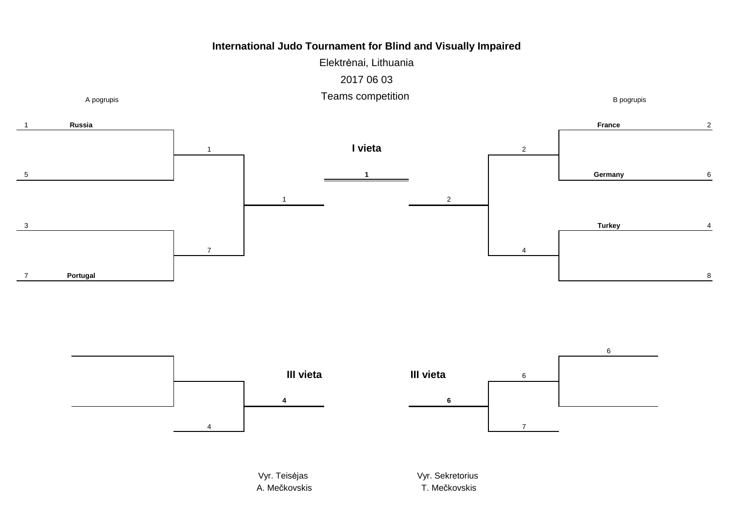**International Judo Tournament for Blind and Visually Impaired**

Elektrėnai, Lithuania

2017 06 03

Teams competition

**A pogrupis**

| Seed | Team | Round 1 winner | Semifinal winner |
|---|---|---|---|
| 1 | **Russia** | 1 | 1 |
| 5 | | | |
| 3 | | 7 | |
| 7 | **Portugal** | | |

**B pogrupis**

| Seed | Team | Round 1 winner | Semifinal winner |
|---|---|---|---|
| 2 | **France** | 2 | 2 |
| 6 | **Germany** | | |
| 4 | **Turkey** | 4 | |
| 8 | | | |

**I vieta**

**1**

**III vieta**

| Participants | Winner |
|---|---|
| (empty), 4 | **4** |

**III vieta**

| Participants | Winner |
|---|---|
| 6, 7 | **6** |

Vyr. Teisėjas
A. Mečkovskis

Vyr. Sekretorius
T. Mečkovskis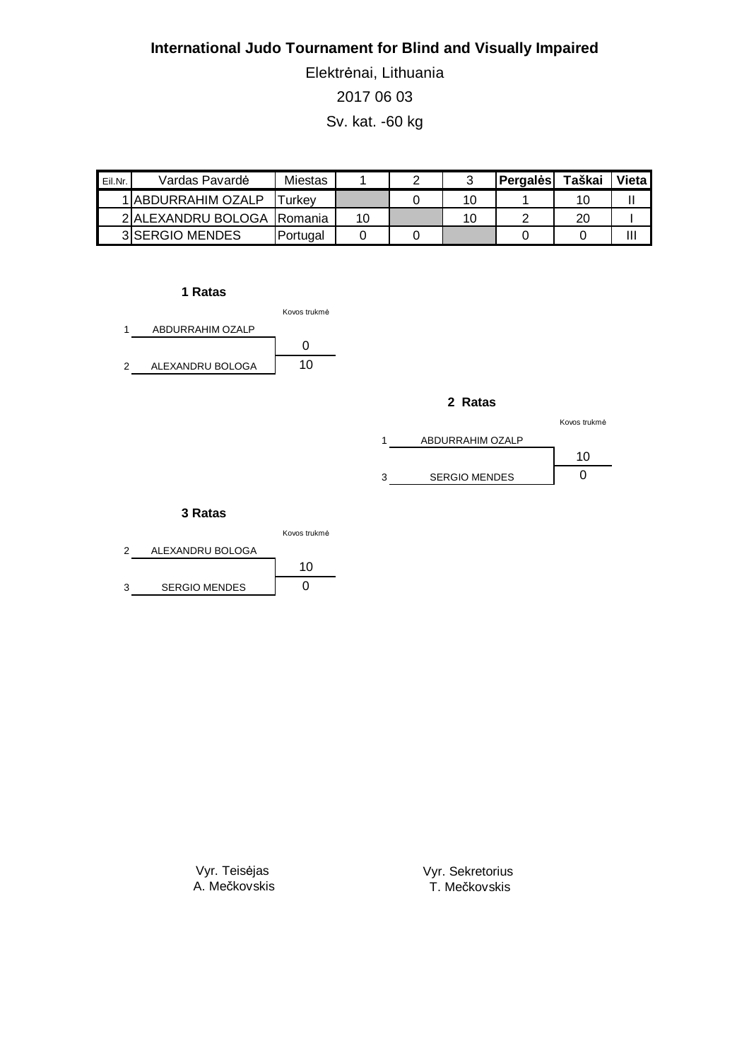**International Judo Tournament for Blind and Visually Impaired**

Elektrėnai, Lithuania

2017 06 03

Sv. kat. -60 kg

| Eil.Nr. | Vardas Pavardė | Miestas | 1 | 2 | 3 | Pergalės | Taškai | Vieta |
|---|---|---|---|---|---|---|---|---|
| 1 | ABDURRAHIM OZALP | Turkey | | 0 | 10 | 1 | 10 | II |
| 2 | ALEXANDRU BOLOGA | Romania | 10 | | 10 | 2 | 20 | I |
| 3 | SERGIO MENDES | Portugal | 0 | 0 | | 0 | 0 | III |

**1 Ratas**

| | | Kovos trukmė |
|---|---|---|
| 1 | ABDURRAHIM OZALP | 0 |
| 2 | ALEXANDRU BOLOGA | 10 |

**2 Ratas**

| | | Kovos trukmė |
|---|---|---|
| 1 | ABDURRAHIM OZALP | 10 |
| 3 | SERGIO MENDES | 0 |

**3 Ratas**

| | | Kovos trukmė |
|---|---|---|
| 2 | ALEXANDRU BOLOGA | 10 |
| 3 | SERGIO MENDES | 0 |

Vyr. Teisėjas
A. Mečkovskis

Vyr. Sekretorius
T. Mečkovskis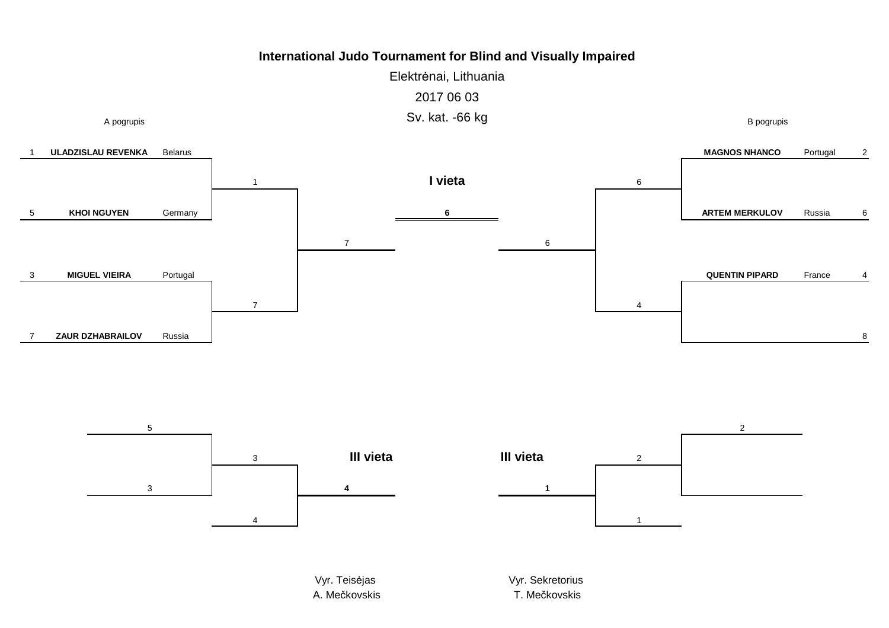# International Judo Tournament for Blind and Visually Impaired

Elektrėnai, Lithuania

2017 06 03

Sv. kat. -66 kg

**A pogrupis**

| No. | Name | Country |
|---|---|---|
| 1 | **ULADZISLAU REVENKA** | Belarus |
| 5 | **KHOI NGUYEN** | Germany |
| 3 | **MIGUEL VIEIRA** | Portugal |
| 7 | **ZAUR DZHABRAILOV** | Russia |

**B pogrupis**

| No. | Name | Country |
|---|---|---|
| 2 | **MAGNOS NHANCO** | Portugal |
| 6 | **ARTEM MERKULOV** | Russia |
| 4 | **QUENTIN PIPARD** | France |
| 8 | | |

**A pogrupis results**

- 1 vs 5 → 1
- 3 vs 7 → 7
- 1 vs 7 → 7

**B pogrupis results**

- 2 vs 6 → 6
- 4 vs 8 → 4
- 6 vs 4 → 6

**I vieta**

Final: 7 vs 6 → **6**

**III vieta**

- 5 vs 3 → 3
- 3 vs 4 → **4**

**III vieta**

- 2 (bye) → 2
- 2 vs 1 → **1**

Vyr. Teisėjas
A. Mečkovskis

Vyr. Sekretorius
T. Mečkovskis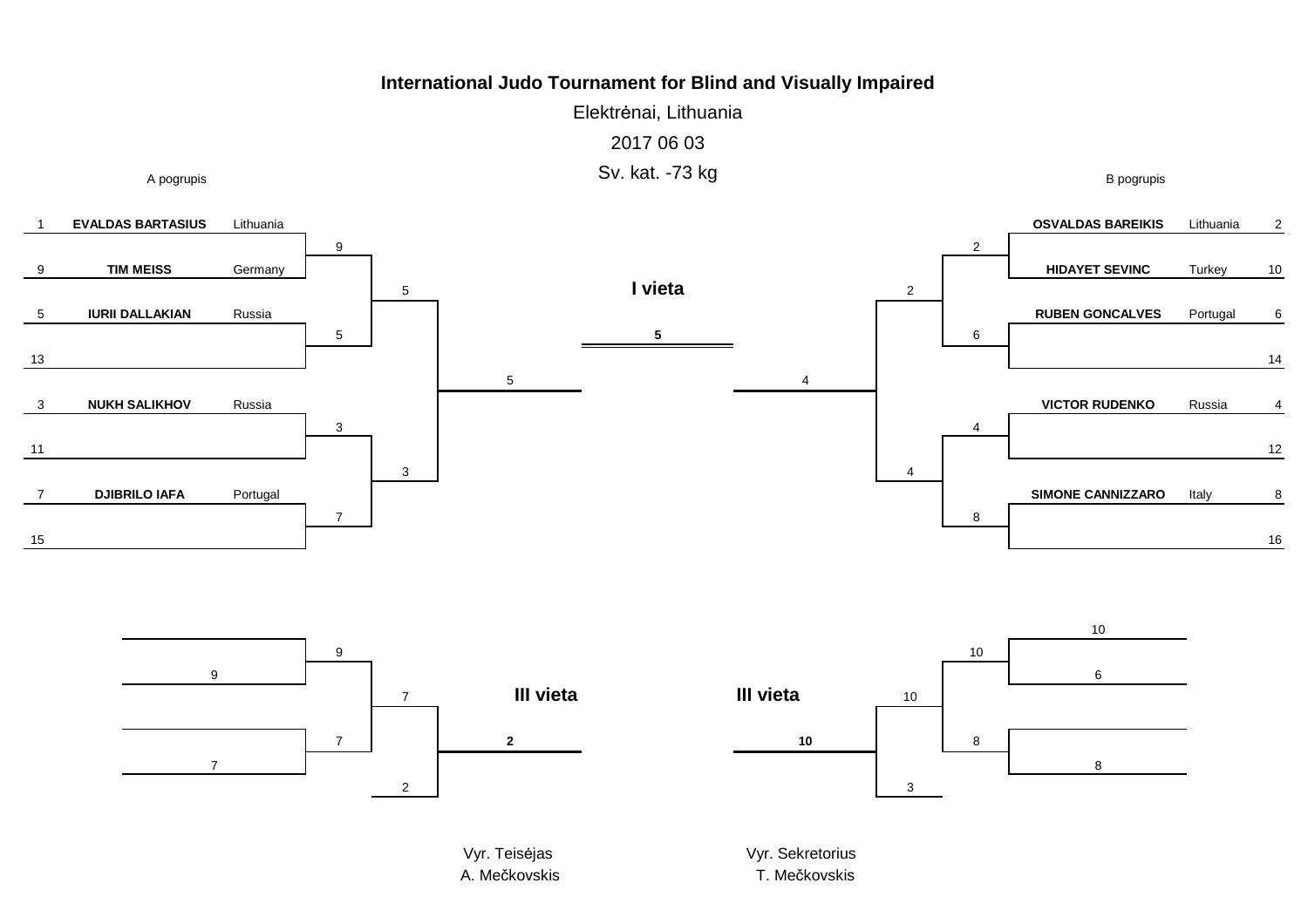# International Judo Tournament for Blind and Visually Impaired

Elektrėnai, Lithuania

2017 06 03

Sv. kat. -73 kg

## A pogrupis

| No. | Name | Country |
|---|---|---|
| 1 | EVALDAS BARTASIUS | Lithuania |
| 9 | TIM MEISS | Germany |
| 5 | IURII DALLAKIAN | Russia |
| 13 | | |
| 3 | NUKH SALIKHOV | Russia |
| 11 | | |
| 7 | DJIBRILO IAFA | Portugal |
| 15 | | |

Round 1: 9, 5, 3, 7

Round 2: 5, 3

Final of pool: 5

## B pogrupis

| Name | Country | No. |
|---|---|---|
| OSVALDAS BAREIKIS | Lithuania | 2 |
| HIDAYET SEVINC | Turkey | 10 |
| RUBEN GONCALVES | Portugal | 6 |
| | | 14 |
| VICTOR RUDENKO | Russia | 4 |
| | | 12 |
| SIMONE CANNIZZARO | Italy | 8 |
| | | 16 |

Round 1: 2, 6, 4, 8

Round 2: 2, 4

Final of pool: 4

## I vieta

**5**

## Repechage A

9, 7 → 9, 7 → 7; 7 vs 2

## III vieta

**2**

## Repechage B

10, 6, 8 → 10, 8 → 10; 10 vs 3

## III vieta

**10**

Vyr. Teisėjas
A. Mečkovskis

Vyr. Sekretorius
T. Mečkovskis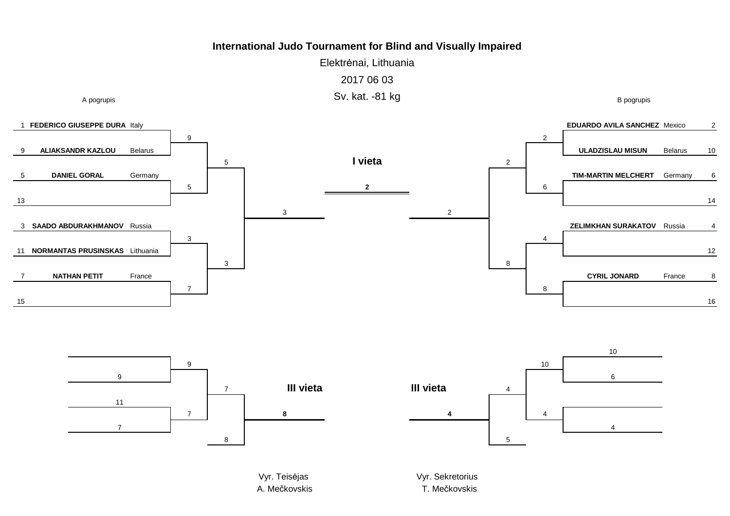**International Judo Tournament for Blind and Visually Impaired**

Elektrėnai, Lithuania

2017 06 03

Sv. kat. -81 kg

A pogrupis

| No. | Name | Country |
| --- | --- | --- |
| 1 | FEDERICO GIUSEPPE DURA | Italy |
| 9 | ALIAKSANDR KAZLOU | Belarus |
| 5 | DANIEL GORAL | Germany |
| 13 | | |
| 3 | SAADO ABDURAKHMANOV | Russia |
| 11 | NORMANTAS PRUSINSKAS | Lithuania |
| 7 | NATHAN PETIT | France |
| 15 | | |

Round 1: 9, 5, 3, 7

Round 2: 5, 3

Final (A): 3

B pogrupis

| Name | Country | No. |
| --- | --- | --- |
| EDUARDO AVILA SANCHEZ | Mexico | 2 |
| ULADZISLAU MISUN | Belarus | 10 |
| TIM-MARTIN MELCHERT | Germany | 6 |
| | | 14 |
| ZELIMKHAN SURAKATOV | Russia | 4 |
| | | 12 |
| CYRIL JONARD | France | 8 |
| | | 16 |

Round 1: 2, 6, 4, 8

Round 2: 2, 8

Final (B): 2

**I vieta**

**2**

Repechage A: 9, 11, 7 → 9, 7 → 7; 8 → **III vieta**: **8**

Repechage B: 10, 6, 4 → 10, 4 → 4; 5 → **III vieta**: **4**

Vyr. Teisėjas
A. Mečkovskis

Vyr. Sekretorius
T. Mečkovskis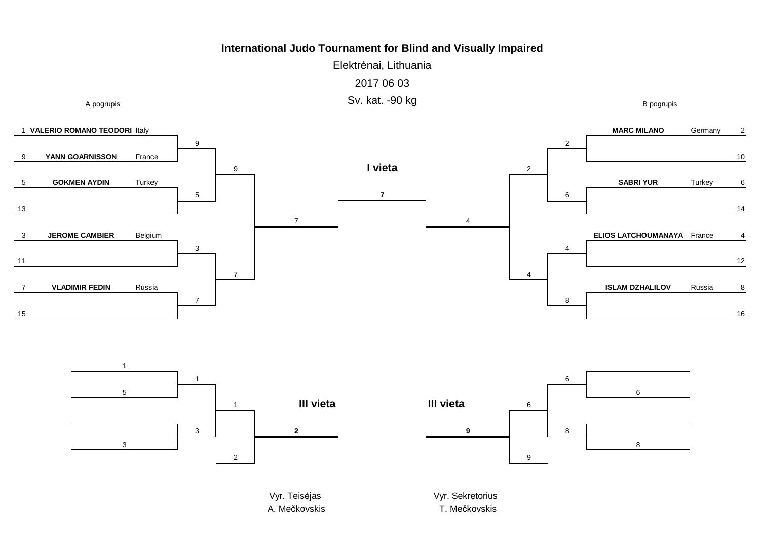**International Judo Tournament for Blind and Visually Impaired**

Elektrėnai, Lithuania

2017 06 03

Sv. kat. -90 kg

A pogrupis

| No. | Name | Country | Round 1 | Semifinal | Final |
|---|---|---|---|---|---|
| 1 | VALERIO ROMANO TEODORI | Italy | 9 | 9 | 7 |
| 9 | YANN GOARNISSON | France | | | |
| 5 | GOKMEN AYDIN | Turkey | 5 | | |
| 13 | | | | | |
| 3 | JEROME CAMBIER | Belgium | 3 | 7 | |
| 11 | | | | | |
| 7 | VLADIMIR FEDIN | Russia | 7 | | |
| 15 | | | | | |

B pogrupis

| No. | Name | Country | Round 1 | Semifinal | Final |
|---|---|---|---|---|---|
| 2 | MARC MILANO | Germany | 2 | 2 | 4 |
| 10 | | | | | |
| 6 | SABRI YUR | Turkey | 6 | | |
| 14 | | | | | |
| 4 | ELIOS LATCHOUMANAYA | France | 4 | 4 | |
| 12 | | | | | |
| 8 | ISLAM DZHALILOV | Russia | 8 | | |
| 16 | | | | | |

**I vieta**

**7**

Repechage A

| Entry | Round 1 | Round 2 | III vieta |
|---|---|---|---|
| 1 | 1 | 1 | **2** |
| 5 | | | |
| | 3 | | |
| 3 | | | |
| | | 2 | |

**III vieta**

Repechage B

| Entry | Round 1 | Round 2 | III vieta |
|---|---|---|---|
| | 6 | 6 | **9** |
| 6 | | | |
| | 8 | | |
| 8 | | | |
| | | 9 | |

**III vieta**

Vyr. Teisėjas
A. Mečkovskis

Vyr. Sekretorius
T. Mečkovskis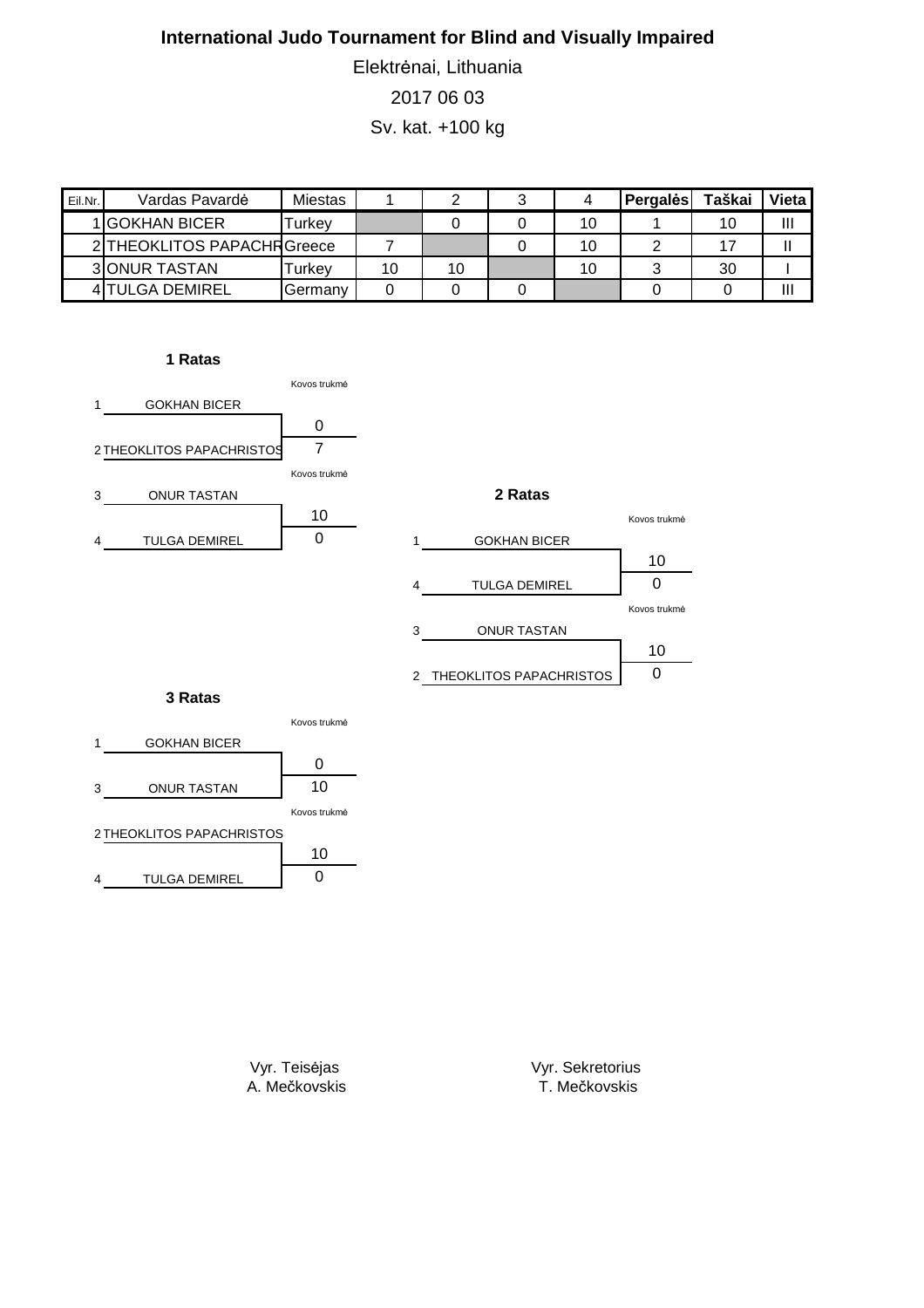**International Judo Tournament for Blind and Visually Impaired**

Elektrėnai, Lithuania

2017 06 03

Sv. kat. +100 kg

| Eil.Nr. | Vardas Pavardė | Miestas | 1 | 2 | 3 | 4 | Pergalės | Taškai | Vieta |
|---|---|---|---|---|---|---|---|---|---|
| 1 | GOKHAN BICER | Turkey | | 0 | 0 | 10 | 1 | 10 | III |
| 2 | THEOKLITOS PAPACHR | Greece | 7 | | 0 | 10 | 2 | 17 | II |
| 3 | ONUR TASTAN | Turkey | 10 | 10 | | 10 | 3 | 30 | I |
| 4 | TULGA DEMIREL | Germany | 0 | 0 | 0 | | 0 | 0 | III |

**1 Ratas**

| Nr. | Vardas Pavardė | Kovos trukmė |
|---|---|---|
| 1 | GOKHAN BICER | 0 |
| 2 | THEOKLITOS PAPACHRISTOS | 7 |
| 3 | ONUR TASTAN | 10 |
| 4 | TULGA DEMIREL | 0 |

**2 Ratas**

| Nr. | Vardas Pavardė | Kovos trukmė |
|---|---|---|
| 1 | GOKHAN BICER | 10 |
| 4 | TULGA DEMIREL | 0 |
| 3 | ONUR TASTAN | 10 |
| 2 | THEOKLITOS PAPACHRISTOS | 0 |

**3 Ratas**

| Nr. | Vardas Pavardė | Kovos trukmė |
|---|---|---|
| 1 | GOKHAN BICER | 0 |
| 3 | ONUR TASTAN | 10 |
| 2 | THEOKLITOS PAPACHRISTOS | 10 |
| 4 | TULGA DEMIREL | 0 |

Vyr. Teisėjas
A. Mečkovskis

Vyr. Sekretorius
T. Mečkovskis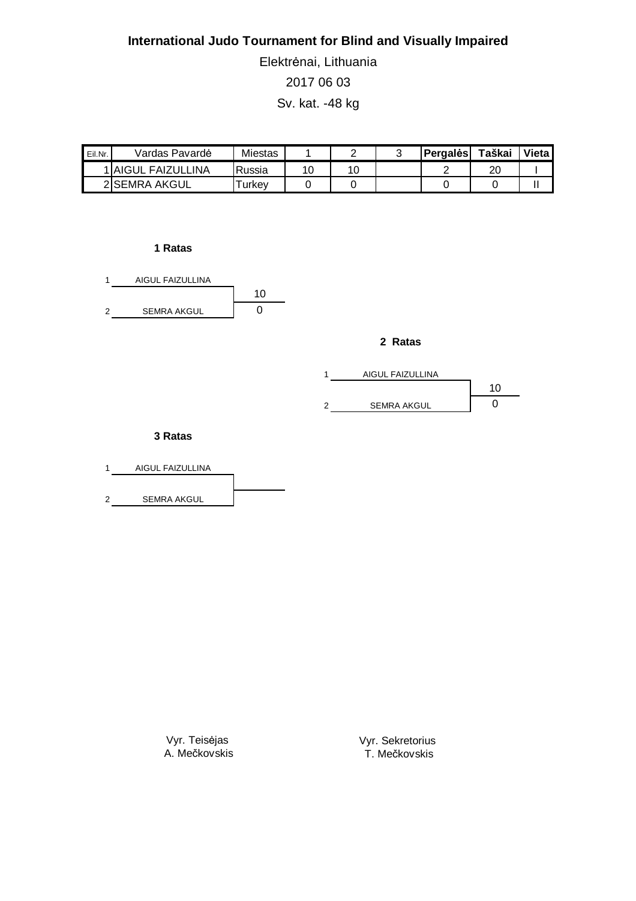**International Judo Tournament for Blind and Visually Impaired**

Elektrėnai, Lithuania

2017 06 03

Sv. kat. -48 kg

| Eil.Nr. | Vardas Pavardė | Miestas | 1 | 2 | 3 | Pergalės | Taškai | Vieta |
|---|---|---|---|---|---|---|---|---|
| 1 | AIGUL FAIZULLINA | Russia | 10 | 10 | | 2 | 20 | I |
| 2 | SEMRA AKGUL | Turkey | 0 | 0 | | 0 | 0 | II |

**1 Ratas**

| | | |
|---|---|---|
| 1 | AIGUL FAIZULLINA | 10 |
| 2 | SEMRA AKGUL | 0 |

**2 Ratas**

| | | |
|---|---|---|
| 1 | AIGUL FAIZULLINA | 10 |
| 2 | SEMRA AKGUL | 0 |

**3 Ratas**

| | | |
|---|---|---|
| 1 | AIGUL FAIZULLINA | |
| 2 | SEMRA AKGUL | |

Vyr. Teisėjas
A. Mečkovskis

Vyr. Sekretorius
T. Mečkovskis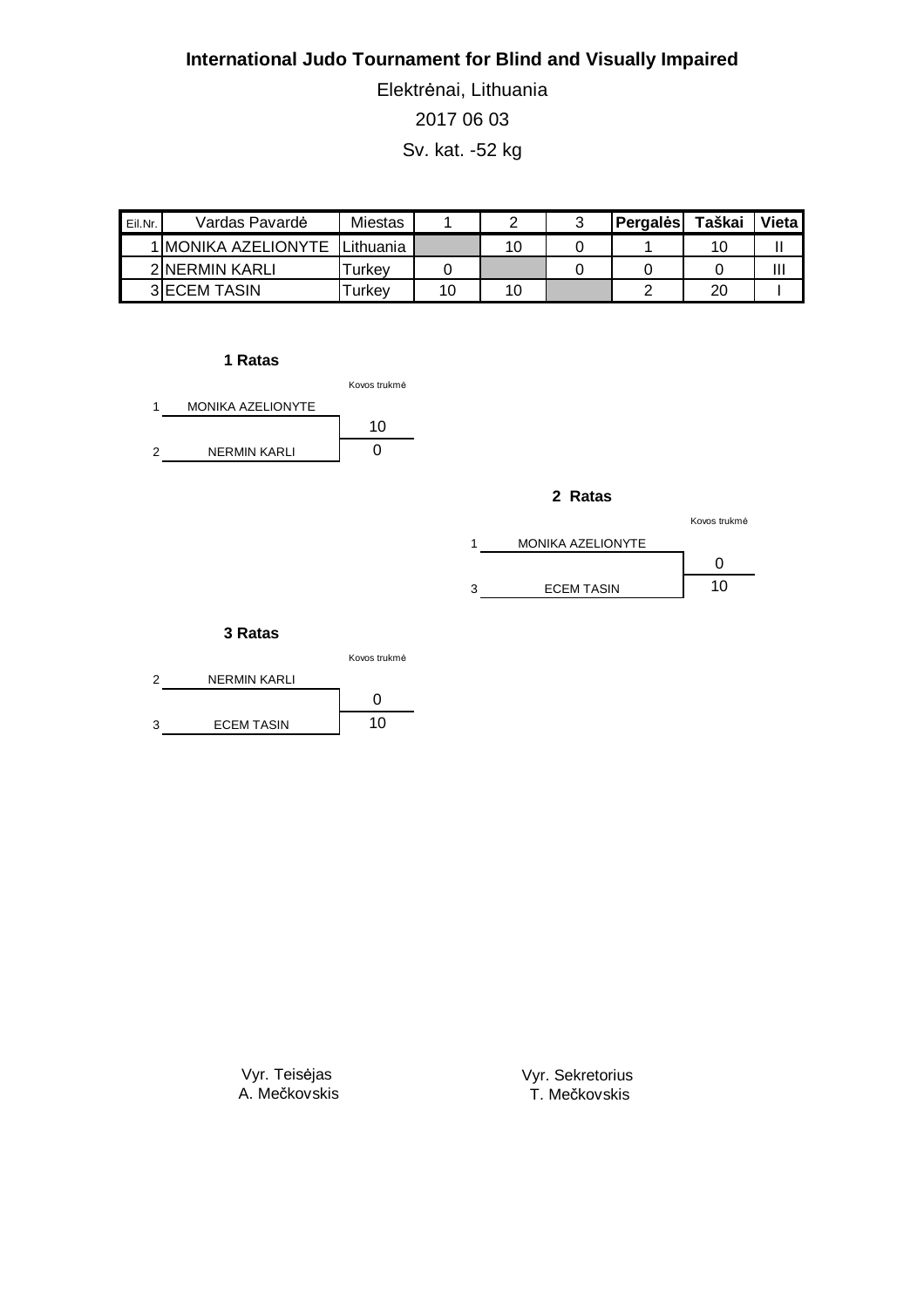**International Judo Tournament for Blind and Visually Impaired**

Elektrėnai, Lithuania

2017 06 03

Sv. kat. -52 kg

| Eil.Nr. | Vardas Pavardė | Miestas | 1 | 2 | 3 | Pergalės | Taškai | Vieta |
|---|---|---|---|---|---|---|---|---|
| 1 | MONIKA AZELIONYTE | Lithuania | | 10 | 0 | 1 | 10 | II |
| 2 | NERMIN KARLI | Turkey | 0 | | 0 | 0 | 0 | III |
| 3 | ECEM TASIN | Turkey | 10 | 10 | | 2 | 20 | I |

**1 Ratas**

| | | Kovos trukmė |
|---|---|---|
| 1 | MONIKA AZELIONYTE | 10 |
| 2 | NERMIN KARLI | 0 |

**2 Ratas**

| | | Kovos trukmė |
|---|---|---|
| 1 | MONIKA AZELIONYTE | 0 |
| 3 | ECEM TASIN | 10 |

**3 Ratas**

| | | Kovos trukmė |
|---|---|---|
| 2 | NERMIN KARLI | 0 |
| 3 | ECEM TASIN | 10 |

Vyr. Teisėjas
A. Mečkovskis

Vyr. Sekretorius
T. Mečkovskis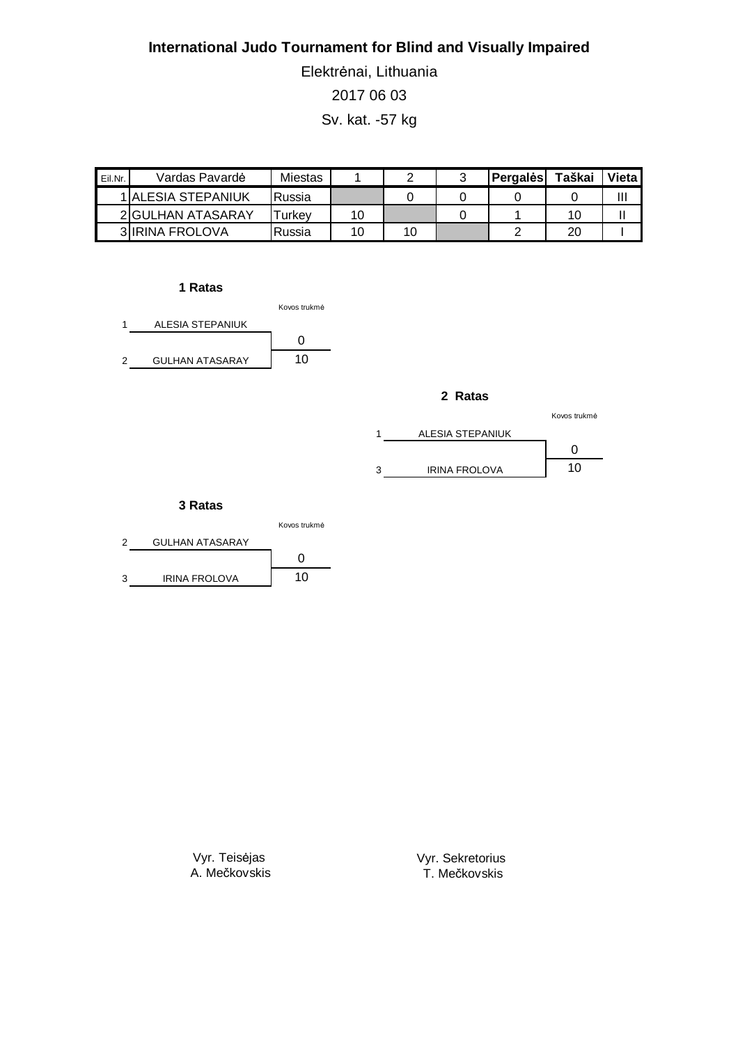# International Judo Tournament for Blind and Visually Impaired

Elektrėnai, Lithuania

2017 06 03

Sv. kat. -57 kg

| Eil.Nr. | Vardas Pavardė | Miestas | 1 | 2 | 3 | Pergalės | Taškai | Vieta |
|---|---|---|---|---|---|---|---|---|
| 1 | ALESIA STEPANIUK | Russia | | 0 | 0 | 0 | 0 | III |
| 2 | GULHAN ATASARAY | Turkey | 10 | | 0 | 1 | 10 | II |
| 3 | IRINA FROLOVA | Russia | 10 | 10 | | 2 | 20 | I |

**1 Ratas**

| | | Kovos trukmė |
|---|---|---|
| 1 | ALESIA STEPANIUK | 0 |
| 2 | GULHAN ATASARAY | 10 |

**2 Ratas**

| | | Kovos trukmė |
|---|---|---|
| 1 | ALESIA STEPANIUK | 0 |
| 3 | IRINA FROLOVA | 10 |

**3 Ratas**

| | | Kovos trukmė |
|---|---|---|
| 2 | GULHAN ATASARAY | 0 |
| 3 | IRINA FROLOVA | 10 |

Vyr. Teisėjas
A. Mečkovskis

Vyr. Sekretorius
T. Mečkovskis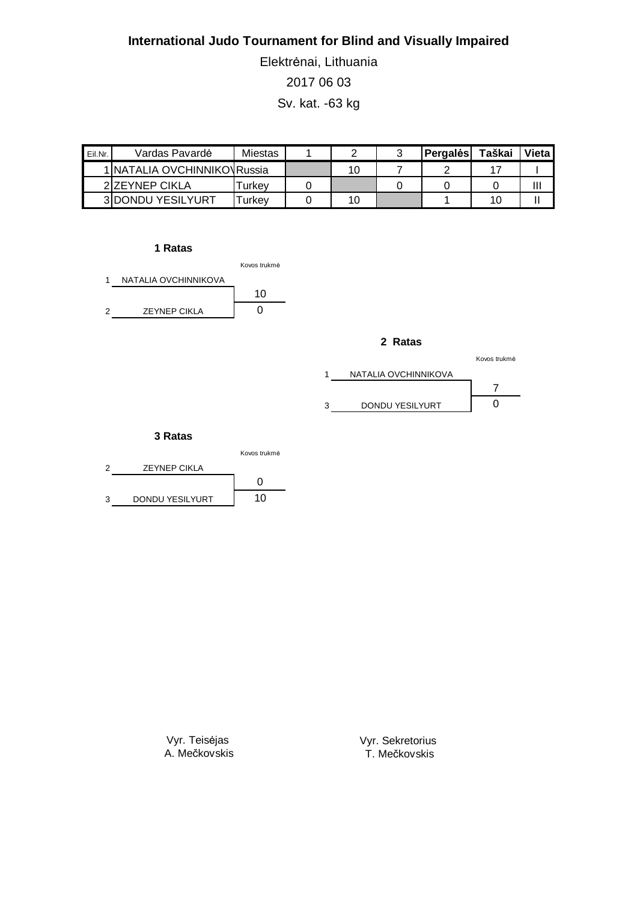**International Judo Tournament for Blind and Visually Impaired**

Elektrėnai, Lithuania

2017 06 03

Sv. kat. -63 kg

| Eil.Nr. | Vardas Pavardė | Miestas | 1 | 2 | 3 | Pergalės | Taškai | Vieta |
|---|---|---|---|---|---|---|---|---|
| 1 | NATALIA OVCHINNIKOV | Russia | | 10 | 7 | 2 | 17 | I |
| 2 | ZEYNEP CIKLA | Turkey | 0 | | 0 | 0 | 0 | III |
| 3 | DONDU YESILYURT | Turkey | 0 | 10 | | 1 | 10 | II |

**1 Ratas**

| | | Kovos trukmė |
|---|---|---|
| 1 | NATALIA OVCHINNIKOVA | 10 |
| 2 | ZEYNEP CIKLA | 0 |

**2 Ratas**

| | | Kovos trukmė |
|---|---|---|
| 1 | NATALIA OVCHINNIKOVA | 7 |
| 3 | DONDU YESILYURT | 0 |

**3 Ratas**

| | | Kovos trukmė |
|---|---|---|
| 2 | ZEYNEP CIKLA | 0 |
| 3 | DONDU YESILYURT | 10 |

Vyr. Teisėjas
A. Mečkovskis

Vyr. Sekretorius
T. Mečkovskis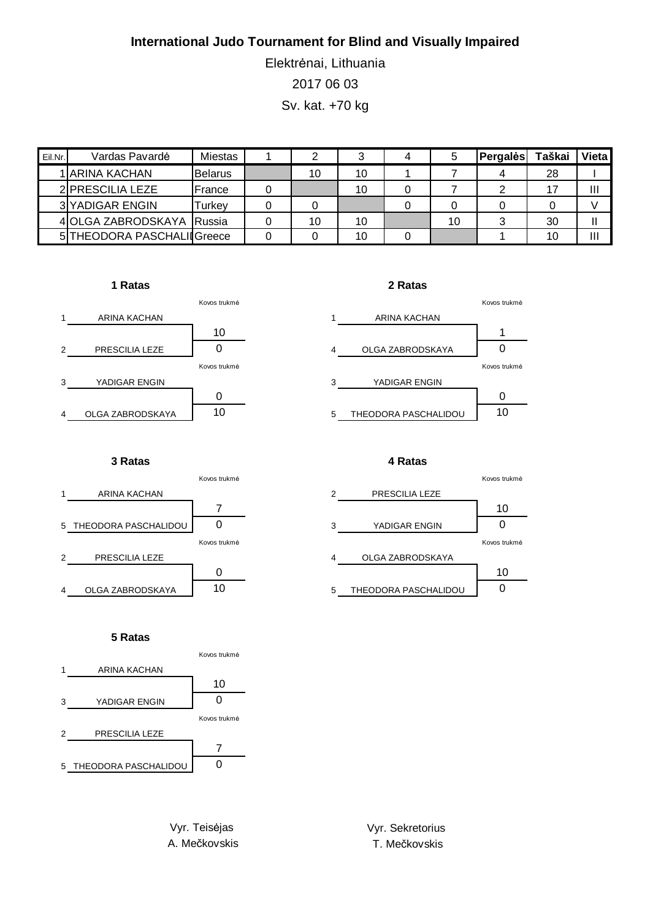**International Judo Tournament for Blind and Visually Impaired**

Elektrėnai, Lithuania

2017 06 03

Sv. kat. +70 kg

| Eil.Nr. | Vardas Pavardė | Miestas | 1 | 2 | 3 | 4 | 5 | Pergalės | Taškai | Vieta |
|---|---|---|---|---|---|---|---|---|---|---|
| 1 | ARINA KACHAN | Belarus | | 10 | 10 | 1 | 7 | 4 | 28 | I |
| 2 | PRESCILIA LEZE | France | 0 | | 10 | 0 | 7 | 2 | 17 | III |
| 3 | YADIGAR ENGIN | Turkey | 0 | 0 | | 0 | 0 | 0 | 0 | V |
| 4 | OLGA ZABRODSKAYA | Russia | 0 | 10 | 10 | | 10 | 3 | 30 | II |
| 5 | THEODORA PASCHALII | Greece | 0 | 0 | 10 | 0 | | 1 | 10 | III |

**1 Ratas**

| Nr. | Vardas Pavardė | Kovos trukmė |
|---|---|---|
| 1 | ARINA KACHAN | 10 |
| 2 | PRESCILIA LEZE | 0 |
| 3 | YADIGAR ENGIN | 0 |
| 4 | OLGA ZABRODSKAYA | 10 |

**2 Ratas**

| Nr. | Vardas Pavardė | Kovos trukmė |
|---|---|---|
| 1 | ARINA KACHAN | 1 |
| 4 | OLGA ZABRODSKAYA | 0 |
| 3 | YADIGAR ENGIN | 0 |
| 5 | THEODORA PASCHALIDOU | 10 |

**3 Ratas**

| Nr. | Vardas Pavardė | Kovos trukmė |
|---|---|---|
| 1 | ARINA KACHAN | 7 |
| 5 | THEODORA PASCHALIDOU | 0 |
| 2 | PRESCILIA LEZE | 0 |
| 4 | OLGA ZABRODSKAYA | 10 |

**4 Ratas**

| Nr. | Vardas Pavardė | Kovos trukmė |
|---|---|---|
| 2 | PRESCILIA LEZE | 10 |
| 3 | YADIGAR ENGIN | 0 |
| 4 | OLGA ZABRODSKAYA | 10 |
| 5 | THEODORA PASCHALIDOU | 0 |

**5 Ratas**

| Nr. | Vardas Pavardė | Kovos trukmė |
|---|---|---|
| 1 | ARINA KACHAN | 10 |
| 3 | YADIGAR ENGIN | 0 |
| 2 | PRESCILIA LEZE | 7 |
| 5 | THEODORA PASCHALIDOU | 0 |

Vyr. Teisėjas
A. Mečkovskis

Vyr. Sekretorius
T. Mečkovskis